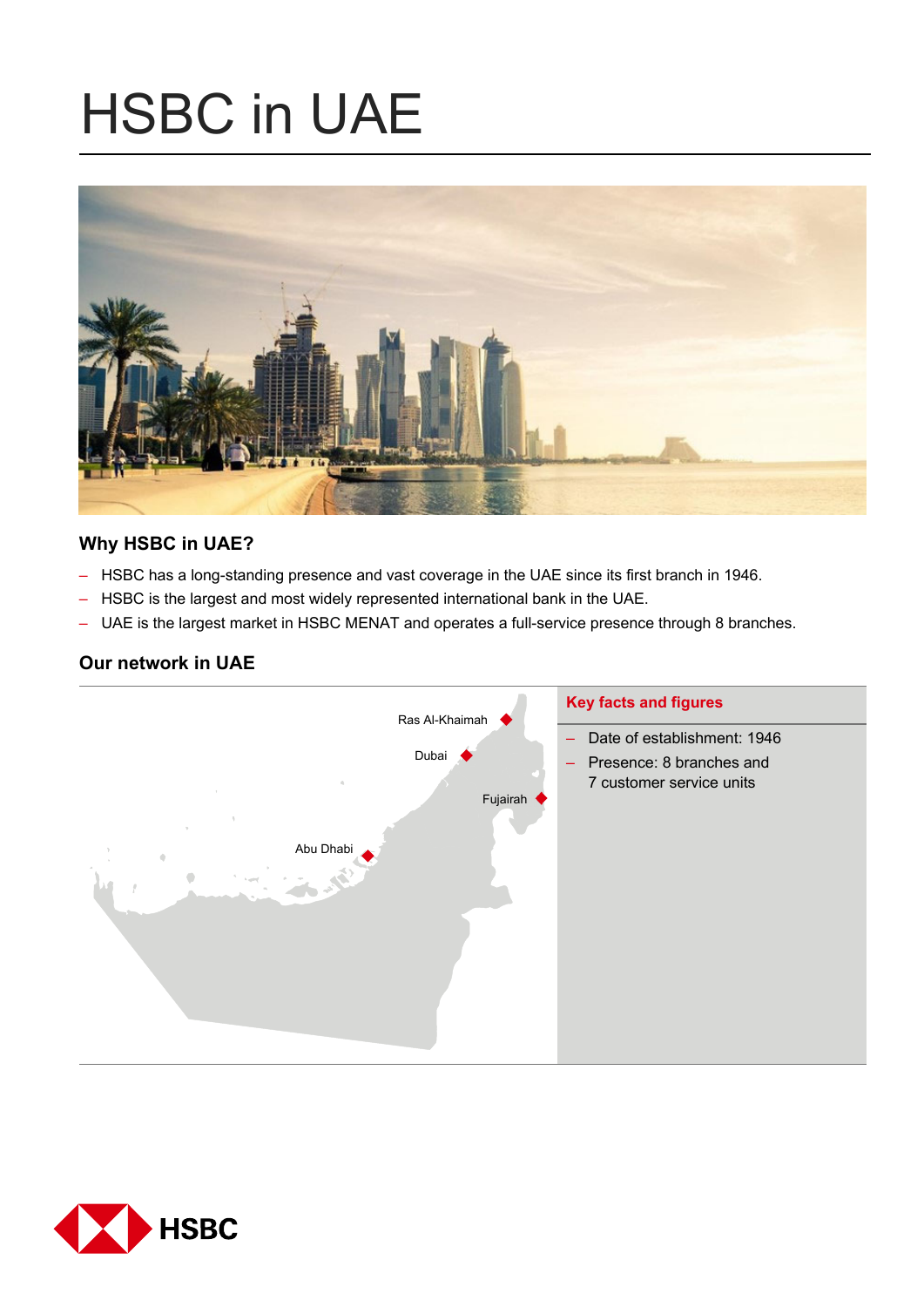# HSBC in UAE

## Why HSBC in UAE?

- HSBC has a long-standing presence and vast coverage in the UAE since its first branch in 1946.
- HSBC is the largest and most widely represented international bank in the UAE.
- UAE is the largest market in HSBC MENAT and operates a full-service presence through 8 branches.

## Our network in UAE

Ras Al-Khaimah

Dubai

Fujairah

Abu Dhabi

### Key facts and figures

- Date of establishment: 1946
- Presence: 8 branches and 7 customer service units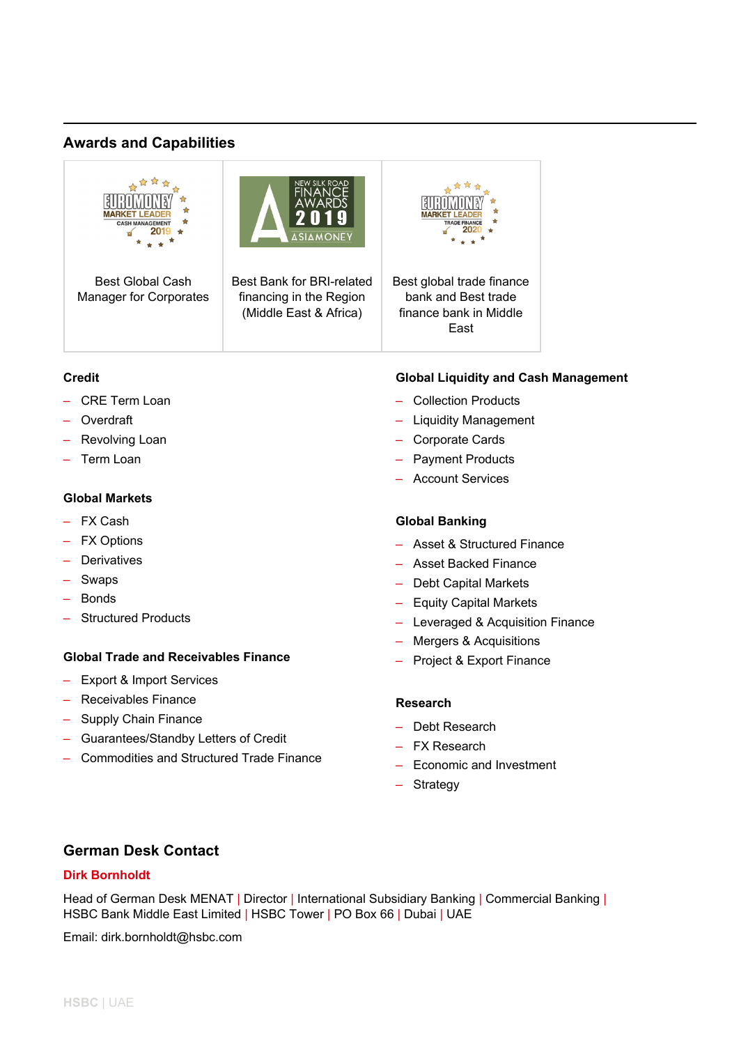## Awards and Capabilities

| | | |
|---|---|---|
| Best Global Cash Manager for Corporates | Best Bank for BRI-related financing in the Region (Middle East & Africa) | Best global trade finance bank and Best trade finance bank in Middle East |

### Credit

- CRE Term Loan
- Overdraft
- Revolving Loan
- Term Loan

### Global Markets

- FX Cash
- FX Options
- Derivatives
- Swaps
- Bonds
- Structured Products

### Global Trade and Receivables Finance

- Export & Import Services
- Receivables Finance
- Supply Chain Finance
- Guarantees/Standby Letters of Credit
- Commodities and Structured Trade Finance

### Global Liquidity and Cash Management

- Collection Products
- Liquidity Management
- Corporate Cards
- Payment Products
- Account Services

### Global Banking

- Asset & Structured Finance
- Asset Backed Finance
- Debt Capital Markets
- Equity Capital Markets
- Leveraged & Acquisition Finance
- Mergers & Acquisitions
- Project & Export Finance

### Research

- Debt Research
- FX Research
- Economic and Investment
- Strategy

## German Desk Contact

**Dirk Bornholdt**

Head of German Desk MENAT | Director | International Subsidiary Banking | Commercial Banking | HSBC Bank Middle East Limited | HSBC Tower | PO Box 66 | Dubai | UAE

Email: dirk.bornholdt@hsbc.com